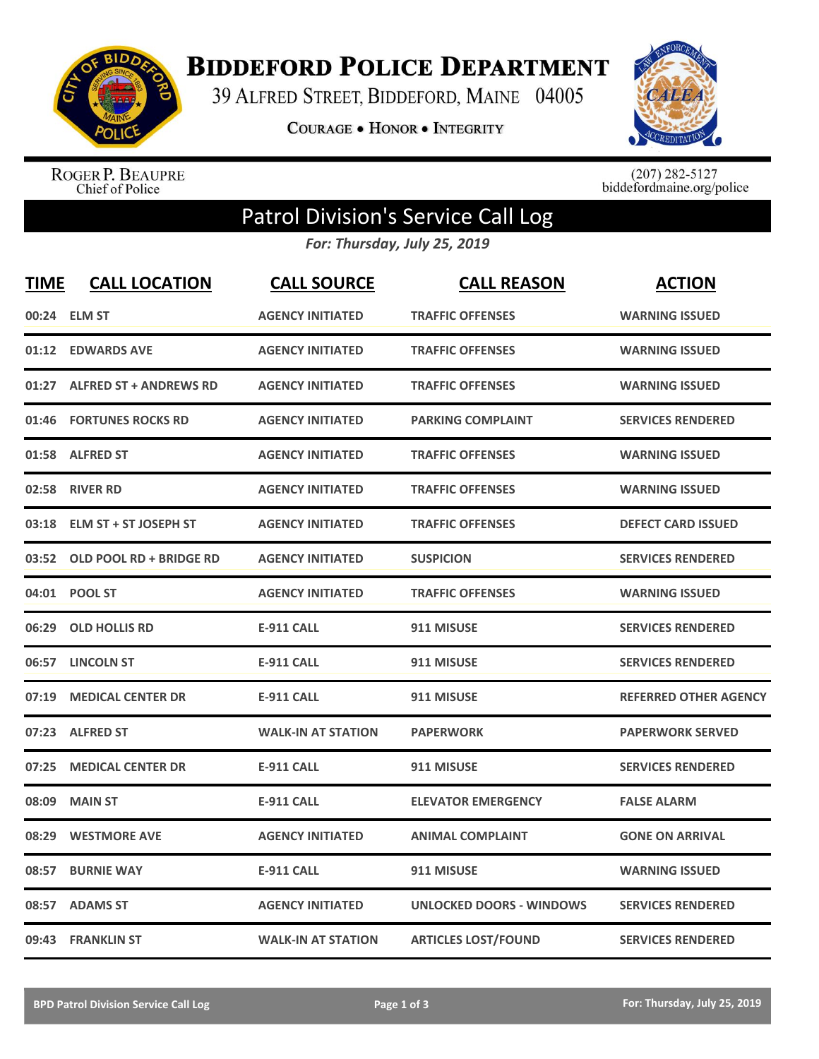# BIDDEFORD POLICE DEPARTMENT

39 ALFRED STREET, BIDDEFORD, MAINE 04005

COURAGE • HONOR • INTEGRITY

ROGER P. BEAUPRE
Chief of Police

(207) 282-5127
biddefordmaine.org/police

## Patrol Division's Service Call Log

*For: Thursday, July 25, 2019*

| TIME | CALL LOCATION | CALL SOURCE | CALL REASON | ACTION |
|---|---|---|---|---|
| 00:24 | ELM ST | AGENCY INITIATED | TRAFFIC OFFENSES | WARNING ISSUED |
| 01:12 | EDWARDS AVE | AGENCY INITIATED | TRAFFIC OFFENSES | WARNING ISSUED |
| 01:27 | ALFRED ST + ANDREWS RD | AGENCY INITIATED | TRAFFIC OFFENSES | WARNING ISSUED |
| 01:46 | FORTUNES ROCKS RD | AGENCY INITIATED | PARKING COMPLAINT | SERVICES RENDERED |
| 01:58 | ALFRED ST | AGENCY INITIATED | TRAFFIC OFFENSES | WARNING ISSUED |
| 02:58 | RIVER RD | AGENCY INITIATED | TRAFFIC OFFENSES | WARNING ISSUED |
| 03:18 | ELM ST + ST JOSEPH ST | AGENCY INITIATED | TRAFFIC OFFENSES | DEFECT CARD ISSUED |
| 03:52 | OLD POOL RD + BRIDGE RD | AGENCY INITIATED | SUSPICION | SERVICES RENDERED |
| 04:01 | POOL ST | AGENCY INITIATED | TRAFFIC OFFENSES | WARNING ISSUED |
| 06:29 | OLD HOLLIS RD | E-911 CALL | 911 MISUSE | SERVICES RENDERED |
| 06:57 | LINCOLN ST | E-911 CALL | 911 MISUSE | SERVICES RENDERED |
| 07:19 | MEDICAL CENTER DR | E-911 CALL | 911 MISUSE | REFERRED OTHER AGENCY |
| 07:23 | ALFRED ST | WALK-IN AT STATION | PAPERWORK | PAPERWORK SERVED |
| 07:25 | MEDICAL CENTER DR | E-911 CALL | 911 MISUSE | SERVICES RENDERED |
| 08:09 | MAIN ST | E-911 CALL | ELEVATOR EMERGENCY | FALSE ALARM |
| 08:29 | WESTMORE AVE | AGENCY INITIATED | ANIMAL COMPLAINT | GONE ON ARRIVAL |
| 08:57 | BURNIE WAY | E-911 CALL | 911 MISUSE | WARNING ISSUED |
| 08:57 | ADAMS ST | AGENCY INITIATED | UNLOCKED DOORS - WINDOWS | SERVICES RENDERED |
| 09:43 | FRANKLIN ST | WALK-IN AT STATION | ARTICLES LOST/FOUND | SERVICES RENDERED |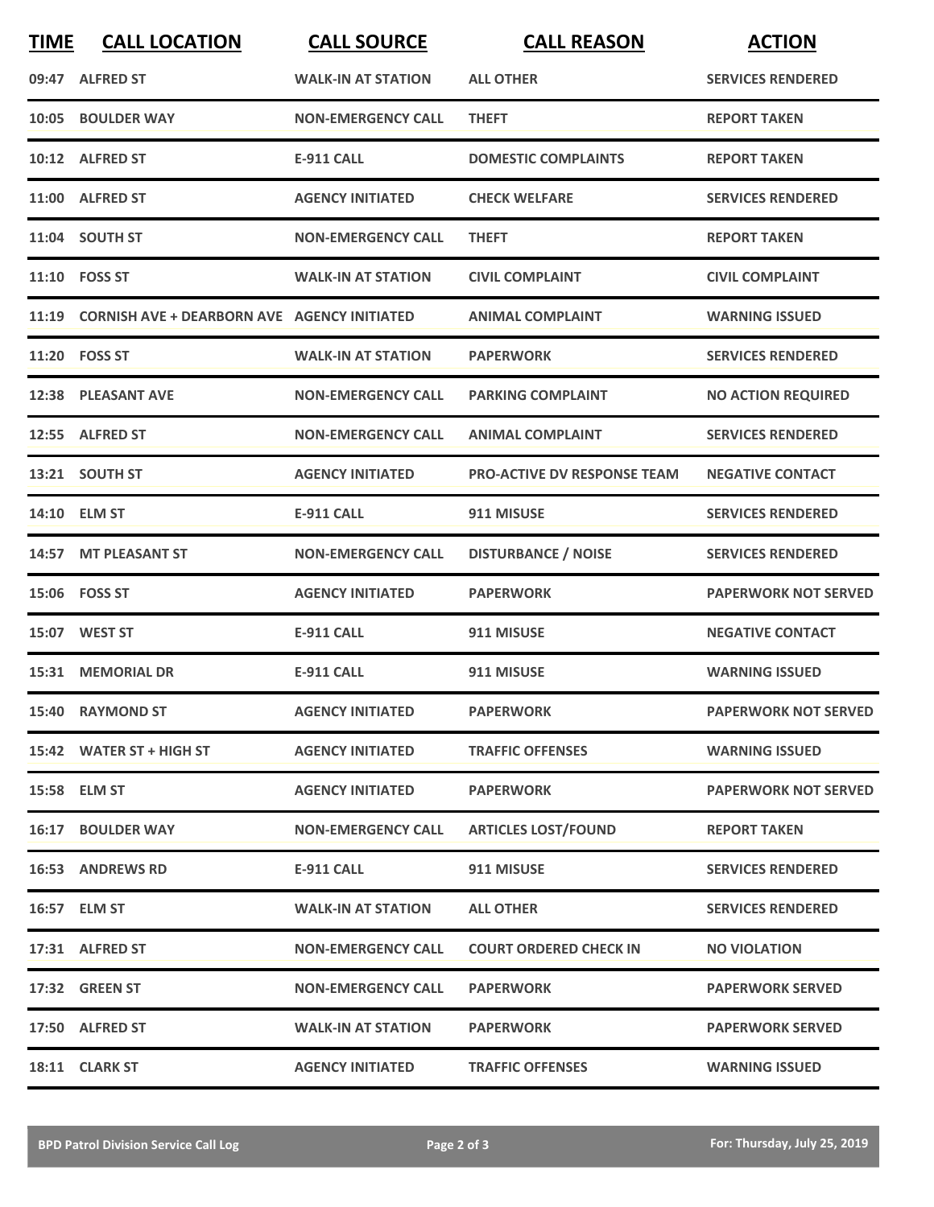| TIME | CALL LOCATION | CALL SOURCE | CALL REASON | ACTION |
|---|---|---|---|---|
| 09:47 | ALFRED ST | WALK-IN AT STATION | ALL OTHER | SERVICES RENDERED |
| 10:05 | BOULDER WAY | NON-EMERGENCY CALL | THEFT | REPORT TAKEN |
| 10:12 | ALFRED ST | E-911 CALL | DOMESTIC COMPLAINTS | REPORT TAKEN |
| 11:00 | ALFRED ST | AGENCY INITIATED | CHECK WELFARE | SERVICES RENDERED |
| 11:04 | SOUTH ST | NON-EMERGENCY CALL | THEFT | REPORT TAKEN |
| 11:10 | FOSS ST | WALK-IN AT STATION | CIVIL COMPLAINT | CIVIL COMPLAINT |
| 11:19 | CORNISH AVE + DEARBORN AVE | AGENCY INITIATED | ANIMAL COMPLAINT | WARNING ISSUED |
| 11:20 | FOSS ST | WALK-IN AT STATION | PAPERWORK | SERVICES RENDERED |
| 12:38 | PLEASANT AVE | NON-EMERGENCY CALL | PARKING COMPLAINT | NO ACTION REQUIRED |
| 12:55 | ALFRED ST | NON-EMERGENCY CALL | ANIMAL COMPLAINT | SERVICES RENDERED |
| 13:21 | SOUTH ST | AGENCY INITIATED | PRO-ACTIVE DV RESPONSE TEAM | NEGATIVE CONTACT |
| 14:10 | ELM ST | E-911 CALL | 911 MISUSE | SERVICES RENDERED |
| 14:57 | MT PLEASANT ST | NON-EMERGENCY CALL | DISTURBANCE / NOISE | SERVICES RENDERED |
| 15:06 | FOSS ST | AGENCY INITIATED | PAPERWORK | PAPERWORK NOT SERVED |
| 15:07 | WEST ST | E-911 CALL | 911 MISUSE | NEGATIVE CONTACT |
| 15:31 | MEMORIAL DR | E-911 CALL | 911 MISUSE | WARNING ISSUED |
| 15:40 | RAYMOND ST | AGENCY INITIATED | PAPERWORK | PAPERWORK NOT SERVED |
| 15:42 | WATER ST + HIGH ST | AGENCY INITIATED | TRAFFIC OFFENSES | WARNING ISSUED |
| 15:58 | ELM ST | AGENCY INITIATED | PAPERWORK | PAPERWORK NOT SERVED |
| 16:17 | BOULDER WAY | NON-EMERGENCY CALL | ARTICLES LOST/FOUND | REPORT TAKEN |
| 16:53 | ANDREWS RD | E-911 CALL | 911 MISUSE | SERVICES RENDERED |
| 16:57 | ELM ST | WALK-IN AT STATION | ALL OTHER | SERVICES RENDERED |
| 17:31 | ALFRED ST | NON-EMERGENCY CALL | COURT ORDERED CHECK IN | NO VIOLATION |
| 17:32 | GREEN ST | NON-EMERGENCY CALL | PAPERWORK | PAPERWORK SERVED |
| 17:50 | ALFRED ST | WALK-IN AT STATION | PAPERWORK | PAPERWORK SERVED |
| 18:11 | CLARK ST | AGENCY INITIATED | TRAFFIC OFFENSES | WARNING ISSUED |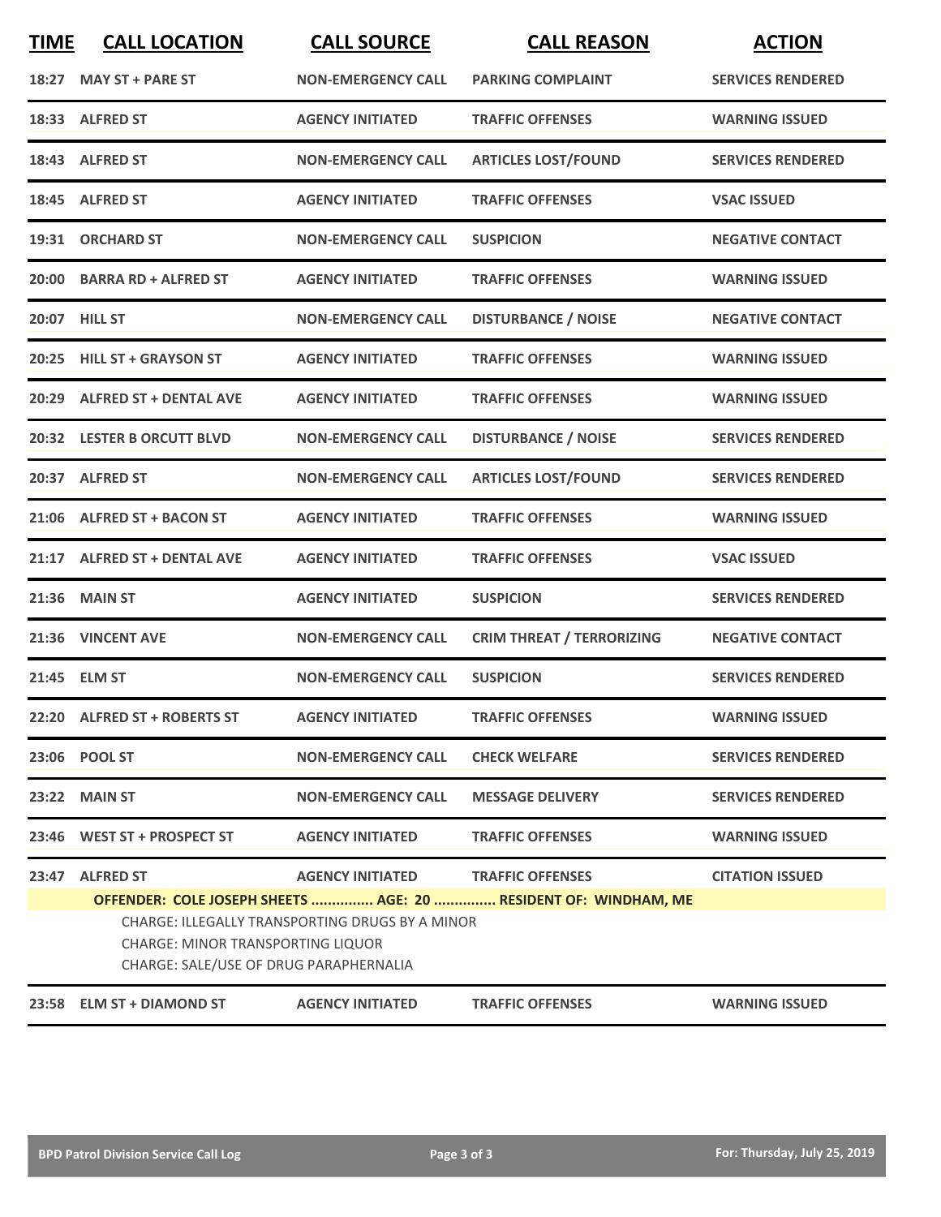| TIME | CALL LOCATION | CALL SOURCE | CALL REASON | ACTION |
|---|---|---|---|---|
| 18:27 | MAY ST + PARE ST | NON-EMERGENCY CALL | PARKING COMPLAINT | SERVICES RENDERED |
| 18:33 | ALFRED ST | AGENCY INITIATED | TRAFFIC OFFENSES | WARNING ISSUED |
| 18:43 | ALFRED ST | NON-EMERGENCY CALL | ARTICLES LOST/FOUND | SERVICES RENDERED |
| 18:45 | ALFRED ST | AGENCY INITIATED | TRAFFIC OFFENSES | VSAC ISSUED |
| 19:31 | ORCHARD ST | NON-EMERGENCY CALL | SUSPICION | NEGATIVE CONTACT |
| 20:00 | BARRA RD + ALFRED ST | AGENCY INITIATED | TRAFFIC OFFENSES | WARNING ISSUED |
| 20:07 | HILL ST | NON-EMERGENCY CALL | DISTURBANCE / NOISE | NEGATIVE CONTACT |
| 20:25 | HILL ST + GRAYSON ST | AGENCY INITIATED | TRAFFIC OFFENSES | WARNING ISSUED |
| 20:29 | ALFRED ST + DENTAL AVE | AGENCY INITIATED | TRAFFIC OFFENSES | WARNING ISSUED |
| 20:32 | LESTER B ORCUTT BLVD | NON-EMERGENCY CALL | DISTURBANCE / NOISE | SERVICES RENDERED |
| 20:37 | ALFRED ST | NON-EMERGENCY CALL | ARTICLES LOST/FOUND | SERVICES RENDERED |
| 21:06 | ALFRED ST + BACON ST | AGENCY INITIATED | TRAFFIC OFFENSES | WARNING ISSUED |
| 21:17 | ALFRED ST + DENTAL AVE | AGENCY INITIATED | TRAFFIC OFFENSES | VSAC ISSUED |
| 21:36 | MAIN ST | AGENCY INITIATED | SUSPICION | SERVICES RENDERED |
| 21:36 | VINCENT AVE | NON-EMERGENCY CALL | CRIM THREAT / TERRORIZING | NEGATIVE CONTACT |
| 21:45 | ELM ST | NON-EMERGENCY CALL | SUSPICION | SERVICES RENDERED |
| 22:20 | ALFRED ST + ROBERTS ST | AGENCY INITIATED | TRAFFIC OFFENSES | WARNING ISSUED |
| 23:06 | POOL ST | NON-EMERGENCY CALL | CHECK WELFARE | SERVICES RENDERED |
| 23:22 | MAIN ST | NON-EMERGENCY CALL | MESSAGE DELIVERY | SERVICES RENDERED |
| 23:46 | WEST ST + PROSPECT ST | AGENCY INITIATED | TRAFFIC OFFENSES | WARNING ISSUED |
| 23:47 | ALFRED ST | AGENCY INITIATED | TRAFFIC OFFENSES | CITATION ISSUED |

**OFFENDER: COLE JOSEPH SHEETS ............... AGE: 20 ............... RESIDENT OF: WINDHAM, ME**

CHARGE: ILLEGALLY TRANSPORTING DRUGS BY A MINOR
CHARGE: MINOR TRANSPORTING LIQUOR
CHARGE: SALE/USE OF DRUG PARAPHERNALIA

| TIME | CALL LOCATION | CALL SOURCE | CALL REASON | ACTION |
|---|---|---|---|---|
| 23:58 | ELM ST + DIAMOND ST | AGENCY INITIATED | TRAFFIC OFFENSES | WARNING ISSUED |